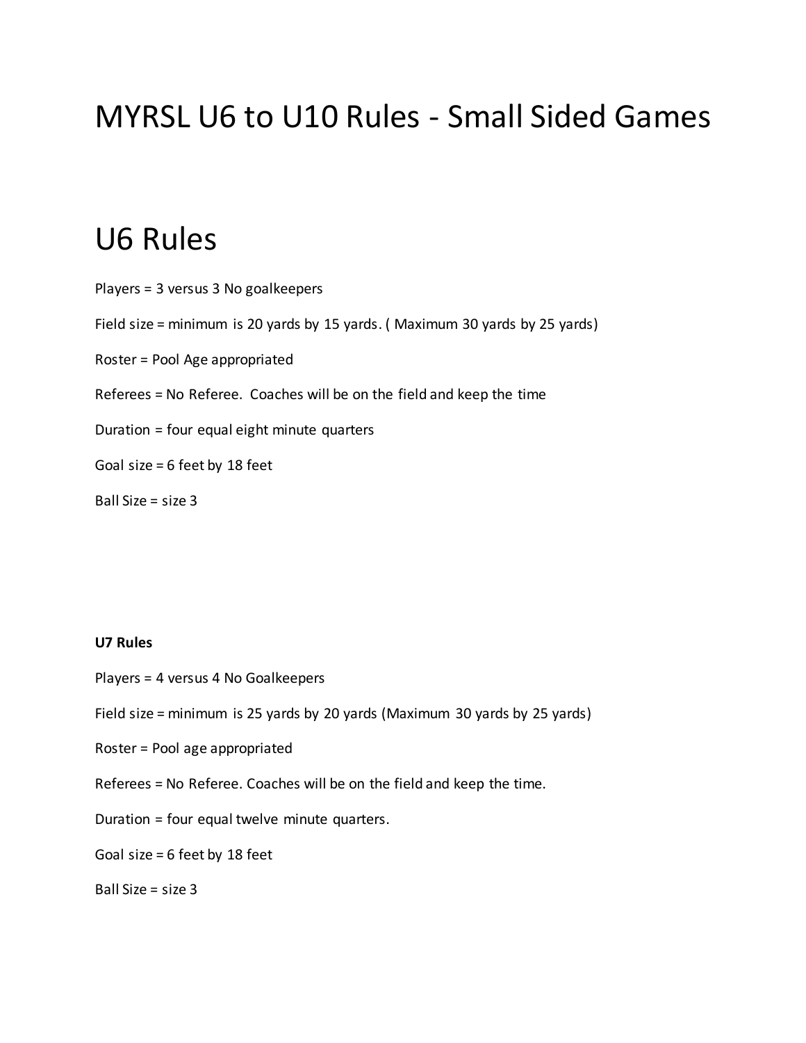# MYRSL U6 to U10 Rules - Small Sided Games

## U6 Rules

Players = 3 versus 3 No goalkeepers

Field size = minimum is 20 yards by 15 yards. ( Maximum 30 yards by 25 yards)

Roster = Pool Age appropriated

Referees = No Referee. Coaches will be on the field and keep the time

Duration = four equal eight minute quarters

Goal size = 6 feet by 18 feet

Ball Size = size 3

**U7 Rules**

Players = 4 versus 4 No Goalkeepers

Field size = minimum is 25 yards by 20 yards (Maximum 30 yards by 25 yards)

Roster = Pool age appropriated

Referees = No Referee. Coaches will be on the field and keep the time.

Duration = four equal twelve minute quarters.

Goal size = 6 feet by 18 feet

Ball Size = size 3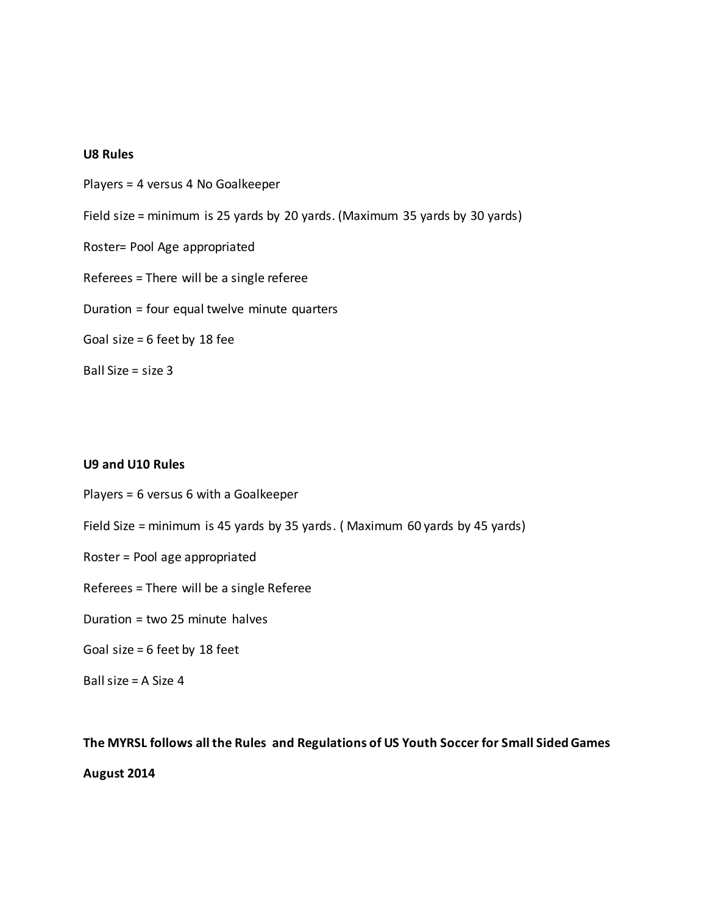**U8 Rules**

Players = 4 versus 4 No Goalkeeper

Field size = minimum is 25 yards by 20 yards. (Maximum 35 yards by 30 yards)

Roster= Pool Age appropriated

Referees = There will be a single referee

Duration = four equal twelve minute quarters

Goal size = 6 feet by 18 fee

Ball Size = size 3

**U9 and U10 Rules**

Players = 6 versus 6 with a Goalkeeper

Field Size = minimum is 45 yards by 35 yards. ( Maximum 60 yards by 45 yards)

Roster = Pool age appropriated

Referees = There will be a single Referee

Duration = two 25 minute halves

Goal size = 6 feet by 18 feet

Ball size = A Size 4

**The MYRSL follows all the Rules and Regulations of US Youth Soccer for Small Sided Games**

**August 2014**